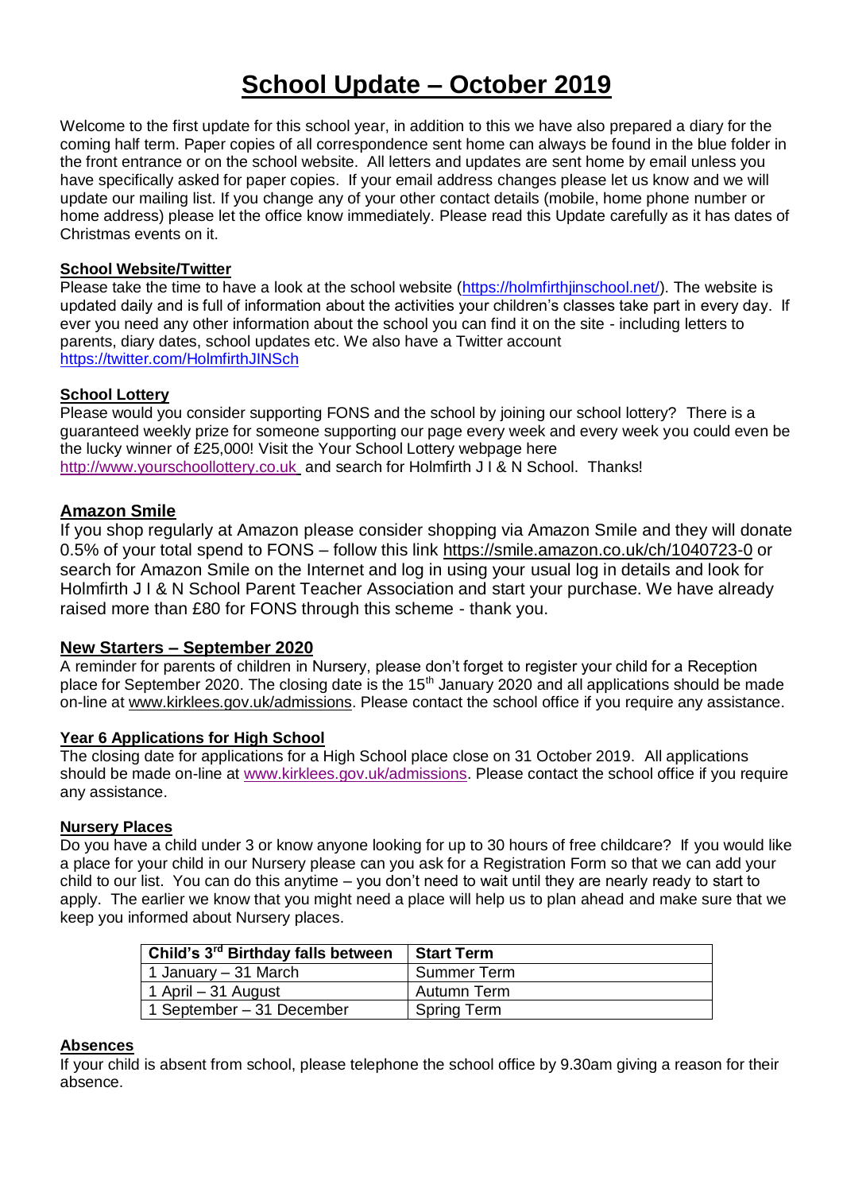# School Update – October 2019

Welcome to the first update for this school year, in addition to this we have also prepared a diary for the coming half term. Paper copies of all correspondence sent home can always be found in the blue folder in the front entrance or on the school website. All letters and updates are sent home by email unless you have specifically asked for paper copies. If your email address changes please let us know and we will update our mailing list. If you change any of your other contact details (mobile, home phone number or home address) please let the office know immediately. Please read this Update carefully as it has dates of Christmas events on it.

**School Website/Twitter**

Please take the time to have a look at the school website (https://holmfirthjinschool.net/). The website is updated daily and is full of information about the activities your children's classes take part in every day. If ever you need any other information about the school you can find it on the site - including letters to parents, diary dates, school updates etc. We also have a Twitter account https://twitter.com/HolmfirthJINSch

**School Lottery**

Please would you consider supporting FONS and the school by joining our school lottery? There is a guaranteed weekly prize for someone supporting our page every week and every week you could even be the lucky winner of £25,000! Visit the Your School Lottery webpage here http://www.yourschoollottery.co.uk and search for Holmfirth J I & N School. Thanks!

## Amazon Smile

If you shop regularly at Amazon please consider shopping via Amazon Smile and they will donate 0.5% of your total spend to FONS – follow this link https://smile.amazon.co.uk/ch/1040723-0 or search for Amazon Smile on the Internet and log in using your usual log in details and look for Holmfirth J I & N School Parent Teacher Association and start your purchase. We have already raised more than £80 for FONS through this scheme - thank you.

## New Starters – September 2020

A reminder for parents of children in Nursery, please don't forget to register your child for a Reception place for September 2020. The closing date is the 15th January 2020 and all applications should be made on-line at www.kirklees.gov.uk/admissions. Please contact the school office if you require any assistance.

**Year 6 Applications for High School**

The closing date for applications for a High School place close on 31 October 2019. All applications should be made on-line at www.kirklees.gov.uk/admissions. Please contact the school office if you require any assistance.

**Nursery Places**

Do you have a child under 3 or know anyone looking for up to 30 hours of free childcare? If you would like a place for your child in our Nursery please can you ask for a Registration Form so that we can add your child to our list. You can do this anytime – you don't need to wait until they are nearly ready to start to apply. The earlier we know that you might need a place will help us to plan ahead and make sure that we keep you informed about Nursery places.

| Child's 3rd Birthday falls between | Start Term |
| --- | --- |
| 1 January – 31 March | Summer Term |
| 1 April – 31 August | Autumn Term |
| 1 September – 31 December | Spring Term |

**Absences**

If your child is absent from school, please telephone the school office by 9.30am giving a reason for their absence.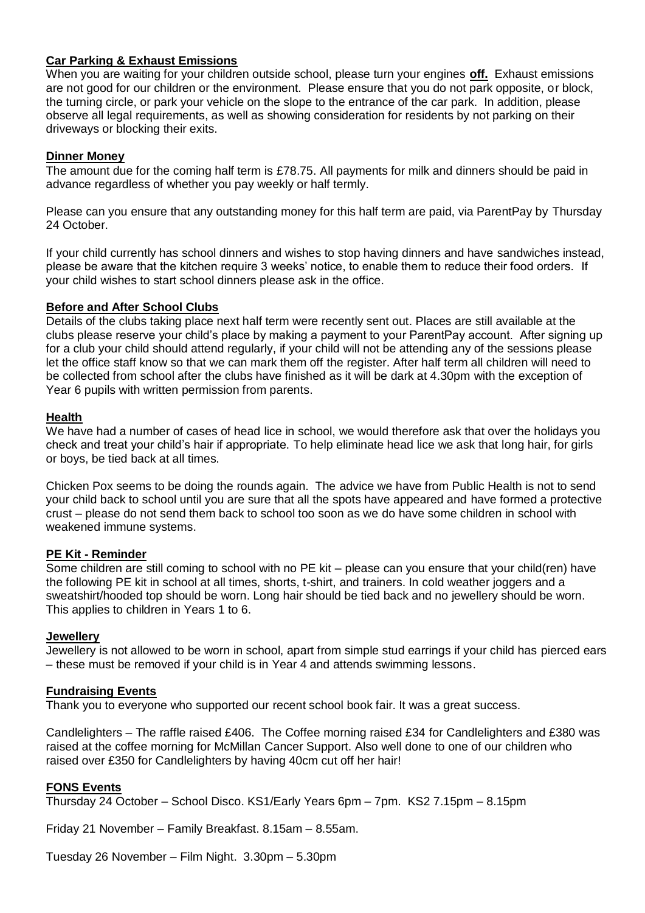**Car Parking & Exhaust Emissions**

When you are waiting for your children outside school, please turn your engines **off.** Exhaust emissions are not good for our children or the environment. Please ensure that you do not park opposite, or block, the turning circle, or park your vehicle on the slope to the entrance of the car park. In addition, please observe all legal requirements, as well as showing consideration for residents by not parking on their driveways or blocking their exits.

**Dinner Money**

The amount due for the coming half term is £78.75. All payments for milk and dinners should be paid in advance regardless of whether you pay weekly or half termly.

Please can you ensure that any outstanding money for this half term are paid, via ParentPay by Thursday 24 October.

If your child currently has school dinners and wishes to stop having dinners and have sandwiches instead, please be aware that the kitchen require 3 weeks' notice, to enable them to reduce their food orders. If your child wishes to start school dinners please ask in the office.

**Before and After School Clubs**

Details of the clubs taking place next half term were recently sent out. Places are still available at the clubs please reserve your child's place by making a payment to your ParentPay account. After signing up for a club your child should attend regularly, if your child will not be attending any of the sessions please let the office staff know so that we can mark them off the register. After half term all children will need to be collected from school after the clubs have finished as it will be dark at 4.30pm with the exception of Year 6 pupils with written permission from parents.

**Health**

We have had a number of cases of head lice in school, we would therefore ask that over the holidays you check and treat your child's hair if appropriate. To help eliminate head lice we ask that long hair, for girls or boys, be tied back at all times.

Chicken Pox seems to be doing the rounds again. The advice we have from Public Health is not to send your child back to school until you are sure that all the spots have appeared and have formed a protective crust – please do not send them back to school too soon as we do have some children in school with weakened immune systems.

**PE Kit - Reminder**

Some children are still coming to school with no PE kit – please can you ensure that your child(ren) have the following PE kit in school at all times, shorts, t-shirt, and trainers. In cold weather joggers and a sweatshirt/hooded top should be worn. Long hair should be tied back and no jewellery should be worn. This applies to children in Years 1 to 6.

**Jewellery**

Jewellery is not allowed to be worn in school, apart from simple stud earrings if your child has pierced ears – these must be removed if your child is in Year 4 and attends swimming lessons.

**Fundraising Events**

Thank you to everyone who supported our recent school book fair. It was a great success.

Candlelighters – The raffle raised £406. The Coffee morning raised £34 for Candlelighters and £380 was raised at the coffee morning for McMillan Cancer Support. Also well done to one of our children who raised over £350 for Candlelighters by having 40cm cut off her hair!

**FONS Events**

Thursday 24 October – School Disco. KS1/Early Years 6pm – 7pm. KS2 7.15pm – 8.15pm

Friday 21 November – Family Breakfast. 8.15am – 8.55am.

Tuesday 26 November – Film Night. 3.30pm – 5.30pm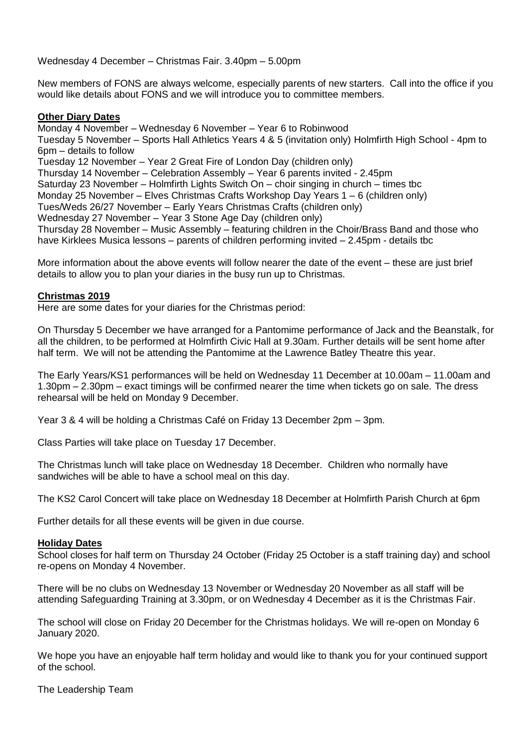Wednesday 4 December – Christmas Fair. 3.40pm – 5.00pm

New members of FONS are always welcome, especially parents of new starters. Call into the office if you would like details about FONS and we will introduce you to committee members.

**Other Diary Dates**

Monday 4 November – Wednesday 6 November – Year 6 to Robinwood
Tuesday 5 November – Sports Hall Athletics Years 4 & 5 (invitation only) Holmfirth High School - 4pm to 6pm – details to follow
Tuesday 12 November – Year 2 Great Fire of London Day (children only)
Thursday 14 November – Celebration Assembly – Year 6 parents invited - 2.45pm
Saturday 23 November – Holmfirth Lights Switch On – choir singing in church – times tbc
Monday 25 November – Elves Christmas Crafts Workshop Day Years 1 – 6 (children only)
Tues/Weds 26/27 November – Early Years Christmas Crafts (children only)
Wednesday 27 November – Year 3 Stone Age Day (children only)
Thursday 28 November – Music Assembly – featuring children in the Choir/Brass Band and those who have Kirklees Musica lessons – parents of children performing invited – 2.45pm - details tbc

More information about the above events will follow nearer the date of the event – these are just brief details to allow you to plan your diaries in the busy run up to Christmas.

**Christmas 2019**

Here are some dates for your diaries for the Christmas period:

On Thursday 5 December we have arranged for a Pantomime performance of Jack and the Beanstalk, for all the children, to be performed at Holmfirth Civic Hall at 9.30am. Further details will be sent home after half term. We will not be attending the Pantomime at the Lawrence Batley Theatre this year.

The Early Years/KS1 performances will be held on Wednesday 11 December at 10.00am – 11.00am and 1.30pm – 2.30pm – exact timings will be confirmed nearer the time when tickets go on sale. The dress rehearsal will be held on Monday 9 December.

Year 3 & 4 will be holding a Christmas Café on Friday 13 December 2pm – 3pm.

Class Parties will take place on Tuesday 17 December.

The Christmas lunch will take place on Wednesday 18 December. Children who normally have sandwiches will be able to have a school meal on this day.

The KS2 Carol Concert will take place on Wednesday 18 December at Holmfirth Parish Church at 6pm

Further details for all these events will be given in due course.

**Holiday Dates**

School closes for half term on Thursday 24 October (Friday 25 October is a staff training day) and school re-opens on Monday 4 November.

There will be no clubs on Wednesday 13 November or Wednesday 20 November as all staff will be attending Safeguarding Training at 3.30pm, or on Wednesday 4 December as it is the Christmas Fair.

The school will close on Friday 20 December for the Christmas holidays. We will re-open on Monday 6 January 2020.

We hope you have an enjoyable half term holiday and would like to thank you for your continued support of the school.

The Leadership Team